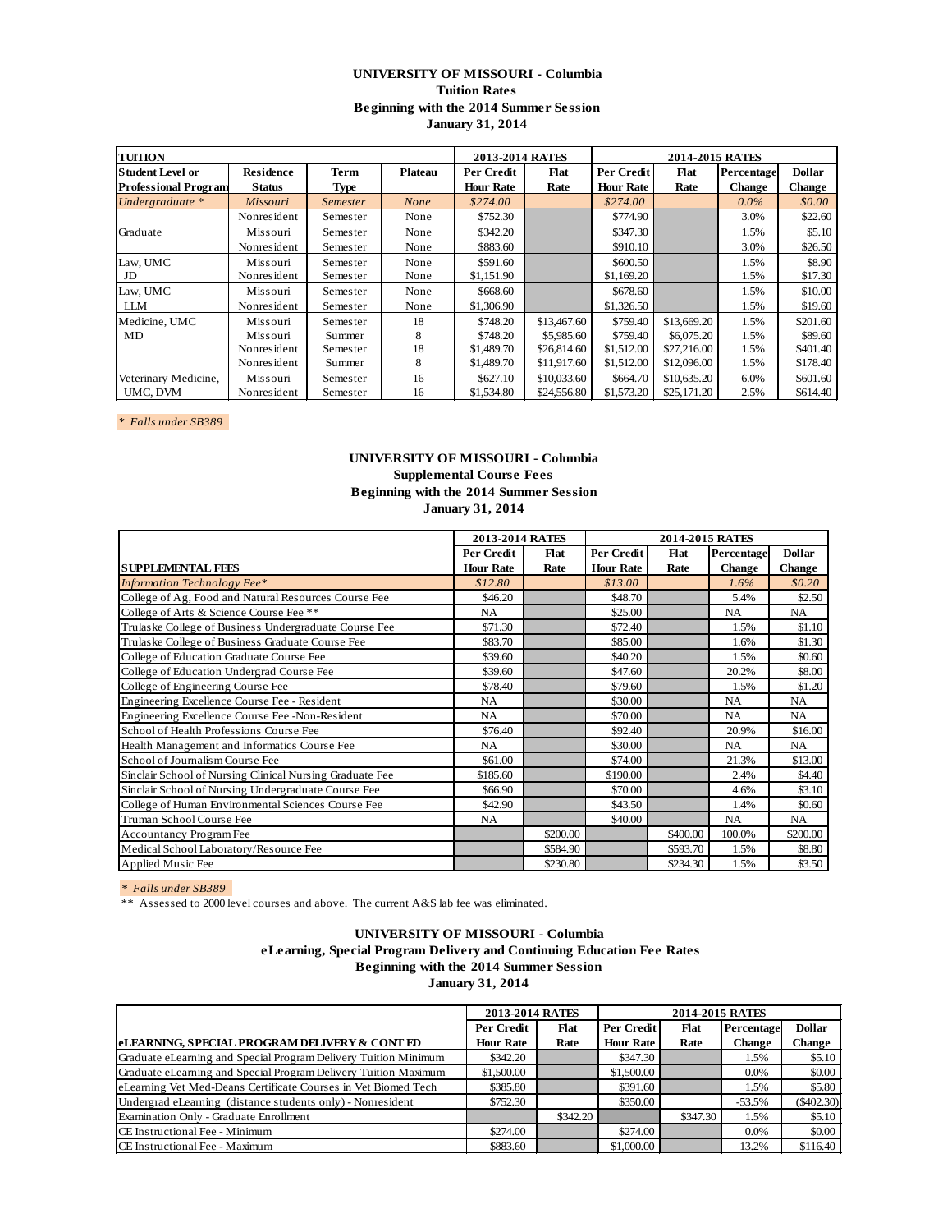**UNIVERSITY OF MISSOURI - Columbia**
**Tuition Rates**
**Beginning with the 2014 Summer Session**
**January 31, 2014**

| TUITION | | | | 2013-2014 RATES | | 2014-2015 RATES | | | |
|---|---|---|---|---|---|---|---|---|---|
| Student Level or Professional Program | Residence Status | Term Type | Plateau | Per Credit Hour Rate | Flat Rate | Per Credit Hour Rate | Flat Rate | Percentage Change | Dollar Change |
| *Undergraduate ** | *Missouri* | *Semester* | *None* | *$274.00* | | *$274.00* | | *0.0%* | *$0.00* |
| | Nonresident | Semester | None | $752.30 | | $774.90 | | 3.0% | $22.60 |
| Graduate | Missouri | Semester | None | $342.20 | | $347.30 | | 1.5% | $5.10 |
| | Nonresident | Semester | None | $883.60 | | $910.10 | | 3.0% | $26.50 |
| Law, UMC JD | Missouri | Semester | None | $591.60 | | $600.50 | | 1.5% | $8.90 |
| | Nonresident | Semester | None | $1,151.90 | | $1,169.20 | | 1.5% | $17.30 |
| Law, UMC LLM | Missouri | Semester | None | $668.60 | | $678.60 | | 1.5% | $10.00 |
| | Nonresident | Semester | None | $1,306.90 | | $1,326.50 | | 1.5% | $19.60 |
| Medicine, UMC MD | Missouri | Semester | 18 | $748.20 | $13,467.60 | $759.40 | $13,669.20 | 1.5% | $201.60 |
| | Missouri | Summer | 8 | $748.20 | $5,985.60 | $759.40 | $6,075.20 | 1.5% | $89.60 |
| | Nonresident | Semester | 18 | $1,489.70 | $26,814.60 | $1,512.00 | $27,216.00 | 1.5% | $401.40 |
| | Nonresident | Summer | 8 | $1,489.70 | $11,917.60 | $1,512.00 | $12,096.00 | 1.5% | $178.40 |
| Veterinary Medicine, UMC, DVM | Missouri | Semester | 16 | $627.10 | $10,033.60 | $664.70 | $10,635.20 | 6.0% | $601.60 |
| | Nonresident | Semester | 16 | $1,534.80 | $24,556.80 | $1,573.20 | $25,171.20 | 2.5% | $614.40 |

*\* Falls under SB389*

**UNIVERSITY OF MISSOURI - Columbia**
**Supplemental Course Fees**
**Beginning with the 2014 Summer Session**
**January 31, 2014**

| | 2013-2014 RATES | | 2014-2015 RATES | | | |
|---|---|---|---|---|---|---|
| SUPPLEMENTAL FEES | Per Credit Hour Rate | Flat Rate | Per Credit Hour Rate | Flat Rate | Percentage Change | Dollar Change |
| *Information Technology Fee** | *$12.80* | | *$13.00* | | *1.6%* | *$0.20* |
| College of Ag, Food and Natural Resources Course Fee | $46.20 | | $48.70 | | 5.4% | $2.50 |
| College of Arts & Science Course Fee ** | NA | | $25.00 | | NA | NA |
| Trulaske College of Business Undergraduate Course Fee | $71.30 | | $72.40 | | 1.5% | $1.10 |
| Trulaske College of Business Graduate Course Fee | $83.70 | | $85.00 | | 1.6% | $1.30 |
| College of Education Graduate Course Fee | $39.60 | | $40.20 | | 1.5% | $0.60 |
| College of Education Undergrad Course Fee | $39.60 | | $47.60 | | 20.2% | $8.00 |
| College of Engineering Course Fee | $78.40 | | $79.60 | | 1.5% | $1.20 |
| Engineering Excellence Course Fee - Resident | NA | | $30.00 | | NA | NA |
| Engineering Excellence Course Fee -Non-Resident | NA | | $70.00 | | NA | NA |
| School of Health Professions Course Fee | $76.40 | | $92.40 | | 20.9% | $16.00 |
| Health Management and Informatics Course Fee | NA | | $30.00 | | NA | NA |
| School of Journalism Course Fee | $61.00 | | $74.00 | | 21.3% | $13.00 |
| Sinclair School of Nursing Clinical Nursing Graduate Fee | $185.60 | | $190.00 | | 2.4% | $4.40 |
| Sinclair School of Nursing Undergraduate Course Fee | $66.90 | | $70.00 | | 4.6% | $3.10 |
| College of Human Environmental Sciences Course Fee | $42.90 | | $43.50 | | 1.4% | $0.60 |
| Truman School Course Fee | NA | | $40.00 | | NA | NA |
| Accountancy Program Fee | | $200.00 | | $400.00 | 100.0% | $200.00 |
| Medical School Laboratory/Resource Fee | | $584.90 | | $593.70 | 1.5% | $8.80 |
| Applied Music Fee | | $230.80 | | $234.30 | 1.5% | $3.50 |

*\* Falls under SB389*

\*\* Assessed to 2000 level courses and above. The current A&S lab fee was eliminated.

**UNIVERSITY OF MISSOURI - Columbia**
**eLearning, Special Program Delivery and Continuing Education Fee Rates**
**Beginning with the 2014 Summer Session**
**January 31, 2014**

| | 2013-2014 RATES | | 2014-2015 RATES | | | |
|---|---|---|---|---|---|---|
| eLEARNING, SPECIAL PROGRAM DELIVERY & CONT ED | Per Credit Hour Rate | Flat Rate | Per Credit Hour Rate | Flat Rate | Percentage Change | Dollar Change |
| Graduate eLearning and Special Program Delivery Tuition Minimum | $342.20 | | $347.30 | | 1.5% | $5.10 |
| Graduate eLearning and Special Program Delivery Tuition Maximum | $1,500.00 | | $1,500.00 | | 0.0% | $0.00 |
| eLearning Vet Med-Deans Certificate Courses in Vet Biomed Tech | $385.80 | | $391.60 | | 1.5% | $5.80 |
| Undergrad eLearning (distance students only) - Nonresident | $752.30 | | $350.00 | | -53.5% | ($402.30) |
| Examination Only - Graduate Enrollment | | $342.20 | | $347.30 | 1.5% | $5.10 |
| CE Instructional Fee - Minimum | $274.00 | | $274.00 | | 0.0% | $0.00 |
| CE Instructional Fee - Maximum | $883.60 | | $1,000.00 | | 13.2% | $116.40 |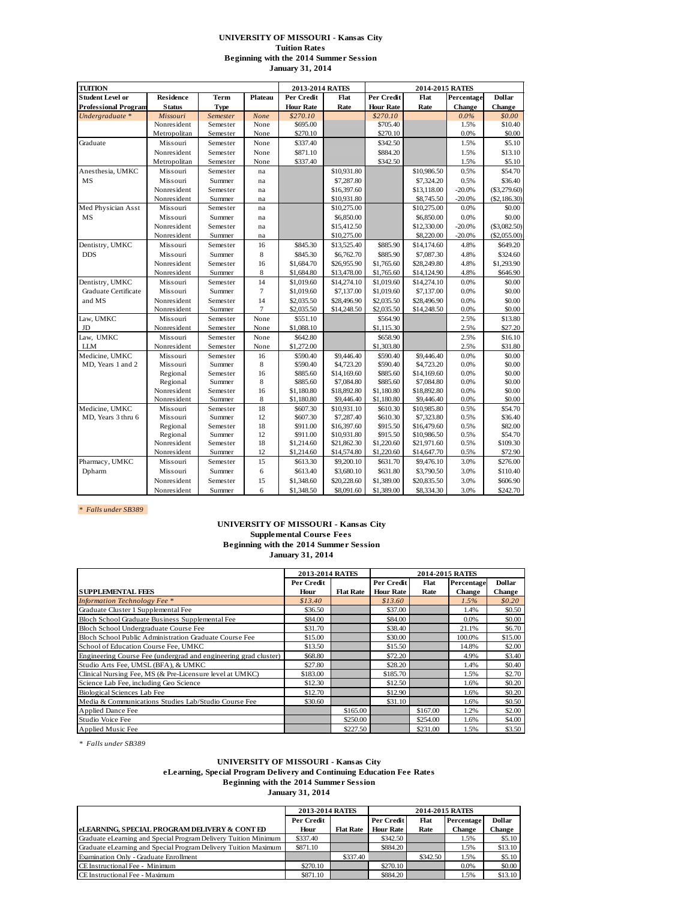# UNIVERSITY OF MISSOURI - Kansas City
## Tuition Rates
### Beginning with the 2014 Summer Session
### January 31, 2014

| TUITION | | | | 2013-2014 RATES | | 2014-2015 RATES | | | |
|---|---|---|---|---|---|---|---|---|---|
| Student Level or Professional Program | Residence Status | Term Type | Plateau | Per Credit Hour Rate | Flat Rate | Per Credit Hour Rate | Flat Rate | Percentage Change | Dollar Change |
| *Undergraduate \** | *Missouri* | *Semester* | *None* | *$270.10* | | *$270.10* | | *0.0%* | *$0.00* |
| | Nonresident | Semester | None | $695.00 | | $705.40 | | 1.5% | $10.40 |
| | Metropolitan | Semester | None | $270.10 | | $270.10 | | 0.0% | $0.00 |
| Graduate | Missouri | Semester | None | $337.40 | | $342.50 | | 1.5% | $5.10 |
| | Nonresident | Semester | None | $871.10 | | $884.20 | | 1.5% | $13.10 |
| | Metropolitan | Semester | None | $337.40 | | $342.50 | | 1.5% | $5.10 |
| Anesthesia, UMKC | Missouri | Semester | na | | $10,931.80 | | $10,986.50 | 0.5% | $54.70 |
| MS | Missouri | Summer | na | | $7,287.80 | | $7,324.20 | 0.5% | $36.40 |
| | Nonresident | Semester | na | | $16,397.60 | | $13,118.00 | -20.0% | ($3,279.60) |
| | Nonresident | Summer | na | | $10,931.80 | | $8,745.50 | -20.0% | ($2,186.30) |
| Med Physician Asst | Missouri | Semester | na | | $10,275.00 | | $10,275.00 | 0.0% | $0.00 |
| MS | Missouri | Summer | na | | $6,850.00 | | $6,850.00 | 0.0% | $0.00 |
| | Nonresident | Semester | na | | $15,412.50 | | $12,330.00 | -20.0% | ($3,082.50) |
| | Nonresident | Summer | na | | $10,275.00 | | $8,220.00 | -20.0% | ($2,055.00) |
| Dentistry, UMKC | Missouri | Semester | 16 | $845.30 | $13,525.40 | $885.90 | $14,174.60 | 4.8% | $649.20 |
| DDS | Missouri | Summer | 8 | $845.30 | $6,762.70 | $885.90 | $7,087.30 | 4.8% | $324.60 |
| | Nonresident | Semester | 16 | $1,684.70 | $26,955.90 | $1,765.60 | $28,249.80 | 4.8% | $1,293.90 |
| | Nonresident | Summer | 8 | $1,684.80 | $13,478.00 | $1,765.60 | $14,124.90 | 4.8% | $646.90 |
| Dentistry, UMKC | Missouri | Semester | 14 | $1,019.60 | $14,274.10 | $1,019.60 | $14,274.10 | 0.0% | $0.00 |
| Graduate Certificate | Missouri | Summer | 7 | $1,019.60 | $7,137.00 | $1,019.60 | $7,137.00 | 0.0% | $0.00 |
| and MS | Nonresident | Semester | 14 | $2,035.50 | $28,496.90 | $2,035.50 | $28,496.90 | 0.0% | $0.00 |
| | Nonresident | Summer | 7 | $2,035.50 | $14,248.50 | $2,035.50 | $14,248.50 | 0.0% | $0.00 |
| Law, UMKC | Missouri | Semester | None | $551.10 | | $564.90 | | 2.5% | $13.80 |
| JD | Nonresident | Semester | None | $1,088.10 | | $1,115.30 | | 2.5% | $27.20 |
| Law, UMKC | Missouri | Semester | None | $642.80 | | $658.90 | | 2.5% | $16.10 |
| LLM | Nonresident | Semester | None | $1,272.00 | | $1,303.80 | | 2.5% | $31.80 |
| Medicine, UMKC | Missouri | Semester | 16 | $590.40 | $9,446.40 | $590.40 | $9,446.40 | 0.0% | $0.00 |
| MD, Years 1 and 2 | Missouri | Summer | 8 | $590.40 | $4,723.20 | $590.40 | $4,723.20 | 0.0% | $0.00 |
| | Regional | Semester | 16 | $885.60 | $14,169.60 | $885.60 | $14,169.60 | 0.0% | $0.00 |
| | Regional | Summer | 8 | $885.60 | $7,084.80 | $885.60 | $7,084.80 | 0.0% | $0.00 |
| | Nonresident | Semester | 16 | $1,180.80 | $18,892.80 | $1,180.80 | $18,892.80 | 0.0% | $0.00 |
| | Nonresident | Summer | 8 | $1,180.80 | $9,446.40 | $1,180.80 | $9,446.40 | 0.0% | $0.00 |
| Medicine, UMKC | Missouri | Semester | 18 | $607.30 | $10,931.10 | $610.30 | $10,985.80 | 0.5% | $54.70 |
| MD, Years 3 thru 6 | Missouri | Summer | 12 | $607.30 | $7,287.40 | $610.30 | $7,323.80 | 0.5% | $36.40 |
| | Regional | Semester | 18 | $911.00 | $16,397.60 | $915.50 | $16,479.60 | 0.5% | $82.00 |
| | Regional | Summer | 12 | $911.00 | $10,931.80 | $915.50 | $10,986.50 | 0.5% | $54.70 |
| | Nonresident | Semester | 18 | $1,214.60 | $21,862.30 | $1,220.60 | $21,971.60 | 0.5% | $109.30 |
| | Nonresident | Summer | 12 | $1,214.60 | $14,574.80 | $1,220.60 | $14,647.70 | 0.5% | $72.90 |
| Pharmacy, UMKC | Missouri | Semester | 15 | $613.30 | $9,200.10 | $631.70 | $9,476.10 | 3.0% | $276.00 |
| Dpharm | Missouri | Summer | 6 | $613.40 | $3,680.10 | $631.80 | $3,790.50 | 3.0% | $110.40 |
| | Nonresident | Semester | 15 | $1,348.60 | $20,228.60 | $1,389.00 | $20,835.50 | 3.0% | $606.90 |
| | Nonresident | Summer | 6 | $1,348.50 | $8,091.60 | $1,389.00 | $8,334.30 | 3.0% | $242.70 |

*\* Falls under SB389*

# UNIVERSITY OF MISSOURI - Kansas City
## Supplemental Course Fees
### Beginning with the 2014 Summer Session
### January 31, 2014

| | 2013-2014 RATES | | 2014-2015 RATES | | | |
|---|---|---|---|---|---|---|
| SUPPLEMENTAL FEES | Per Credit Hour | Flat Rate | Per Credit Hour Rate | Flat Rate | Percentage Change | Dollar Change |
| *Information Technology Fee \** | *$13.40* | | *$13.60* | | *1.5%* | *$0.20* |
| Graduate Cluster 1 Supplemental Fee | $36.50 | | $37.00 | | 1.4% | $0.50 |
| Bloch School Graduate Business Supplemental Fee | $84.00 | | $84.00 | | 0.0% | $0.00 |
| Bloch School Undergraduate Course Fee | $31.70 | | $38.40 | | 21.1% | $6.70 |
| Bloch School Public Administration Graduate Course Fee | $15.00 | | $30.00 | | 100.0% | $15.00 |
| School of Education Course Fee, UMKC | $13.50 | | $15.50 | | 14.8% | $2.00 |
| Engineering Course Fee (undergrad and engineering grad cluster) | $68.80 | | $72.20 | | 4.9% | $3.40 |
| Studio Arts Fee, UMSL (BFA), & UMKC | $27.80 | | $28.20 | | 1.4% | $0.40 |
| Clinical Nursing Fee, MS (& Pre-Licensure level at UMKC) | $183.00 | | $185.70 | | 1.5% | $2.70 |
| Science Lab Fee, including Geo Science | $12.30 | | $12.50 | | 1.6% | $0.20 |
| Biological Sciences Lab Fee | $12.70 | | $12.90 | | 1.6% | $0.20 |
| Media & Communications Studies Lab/Studio Course Fee | $30.60 | | $31.10 | | 1.6% | $0.50 |
| Applied Dance Fee | | $165.00 | | $167.00 | 1.2% | $2.00 |
| Studio Voice Fee | | $250.00 | | $254.00 | 1.6% | $4.00 |
| Applied Music Fee | | $227.50 | | $231.00 | 1.5% | $3.50 |

*\* Falls under SB389*

# UNIVERSITY OF MISSOURI - Kansas City
## eLearning, Special Program Delivery and Continuing Education Fee Rates
### Beginning with the 2014 Summer Session
### January 31, 2014

| | 2013-2014 RATES | | 2014-2015 RATES | | | |
|---|---|---|---|---|---|---|
| eLEARNING, SPECIAL PROGRAM DELIVERY & CONT ED | Per Credit Hour | Flat Rate | Per Credit Hour Rate | Flat Rate | Percentage Change | Dollar Change |
| Graduate eLearning and Special Program Delivery Tuition Minimum | $337.40 | | $342.50 | | 1.5% | $5.10 |
| Graduate eLearning and Special Program Delivery Tuition Maximum | $871.10 | | $884.20 | | 1.5% | $13.10 |
| Examination Only - Graduate Enrollment | | $337.40 | | $342.50 | 1.5% | $5.10 |
| CE Instructional Fee - Minimum | $270.10 | | $270.10 | | 0.0% | $0.00 |
| CE Instructional Fee - Maximum | $871.10 | | $884.20 | | 1.5% | $13.10 |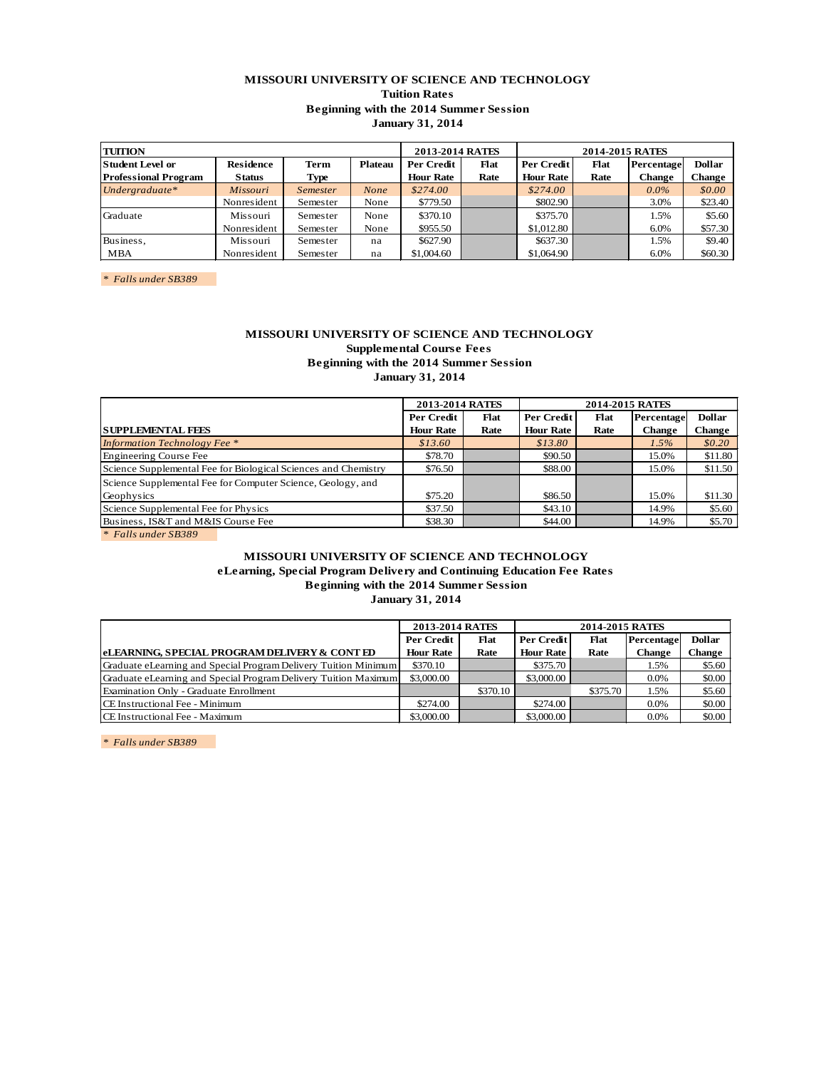**MISSOURI UNIVERSITY OF SCIENCE AND TECHNOLOGY**
**Tuition Rates**
**Beginning with the 2014 Summer Session**
**January 31, 2014**

| TUITION | | | | 2013-2014 RATES | | 2014-2015 RATES | | | |
|---|---|---|---|---|---|---|---|---|---|
| Student Level or Professional Program | Residence Status | Term Type | Plateau | Per Credit Hour Rate | Flat Rate | Per Credit Hour Rate | Flat Rate | Percentage Change | Dollar Change |
| *Undergraduate** | *Missouri* | *Semester* | *None* | *$274.00* | | *$274.00* | | *0.0%* | *$0.00* |
| | Nonresident | Semester | None | $779.50 | | $802.90 | | 3.0% | $23.40 |
| Graduate | Missouri | Semester | None | $370.10 | | $375.70 | | 1.5% | $5.60 |
| | Nonresident | Semester | None | $955.50 | | $1,012.80 | | 6.0% | $57.30 |
| Business, | Missouri | Semester | na | $627.90 | | $637.30 | | 1.5% | $9.40 |
| MBA | Nonresident | Semester | na | $1,004.60 | | $1,064.90 | | 6.0% | $60.30 |

*\* Falls under SB389*

**MISSOURI UNIVERSITY OF SCIENCE AND TECHNOLOGY**
**Supplemental Course Fees**
**Beginning with the 2014 Summer Session**
**January 31, 2014**

| | 2013-2014 RATES | | 2014-2015 RATES | | | |
|---|---|---|---|---|---|---|
| SUPPLEMENTAL FEES | Per Credit Hour Rate | Flat Rate | Per Credit Hour Rate | Flat Rate | Percentage Change | Dollar Change |
| *Information Technology Fee ** | *$13.60* | | *$13.80* | | *1.5%* | *$0.20* |
| Engineering Course Fee | $78.70 | | $90.50 | | 15.0% | $11.80 |
| Science Supplemental Fee for Biological Sciences and Chemistry | $76.50 | | $88.00 | | 15.0% | $11.50 |
| Science Supplemental Fee for Computer Science, Geology, and Geophysics | $75.20 | | $86.50 | | 15.0% | $11.30 |
| Science Supplemental Fee for Physics | $37.50 | | $43.10 | | 14.9% | $5.60 |
| Business, IS&T and M&IS Course Fee | $38.30 | | $44.00 | | 14.9% | $5.70 |

*\* Falls under SB389*

**MISSOURI UNIVERSITY OF SCIENCE AND TECHNOLOGY**
**eLearning, Special Program Delivery and Continuing Education Fee Rates**
**Beginning with the 2014 Summer Session**
**January 31, 2014**

| | 2013-2014 RATES | | 2014-2015 RATES | | | |
|---|---|---|---|---|---|---|
| eLEARNING, SPECIAL PROGRAM DELIVERY & CONT ED | Per Credit Hour Rate | Flat Rate | Per Credit Hour Rate | Flat Rate | Percentage Change | Dollar Change |
| Graduate eLearning and Special Program Delivery Tuition Minimum | $370.10 | | $375.70 | | 1.5% | $5.60 |
| Graduate eLearning and Special Program Delivery Tuition Maximum | $3,000.00 | | $3,000.00 | | 0.0% | $0.00 |
| Examination Only - Graduate Enrollment | | $370.10 | | $375.70 | 1.5% | $5.60 |
| CE Instructional Fee - Minimum | $274.00 | | $274.00 | | 0.0% | $0.00 |
| CE Instructional Fee - Maximum | $3,000.00 | | $3,000.00 | | 0.0% | $0.00 |

*\* Falls under SB389*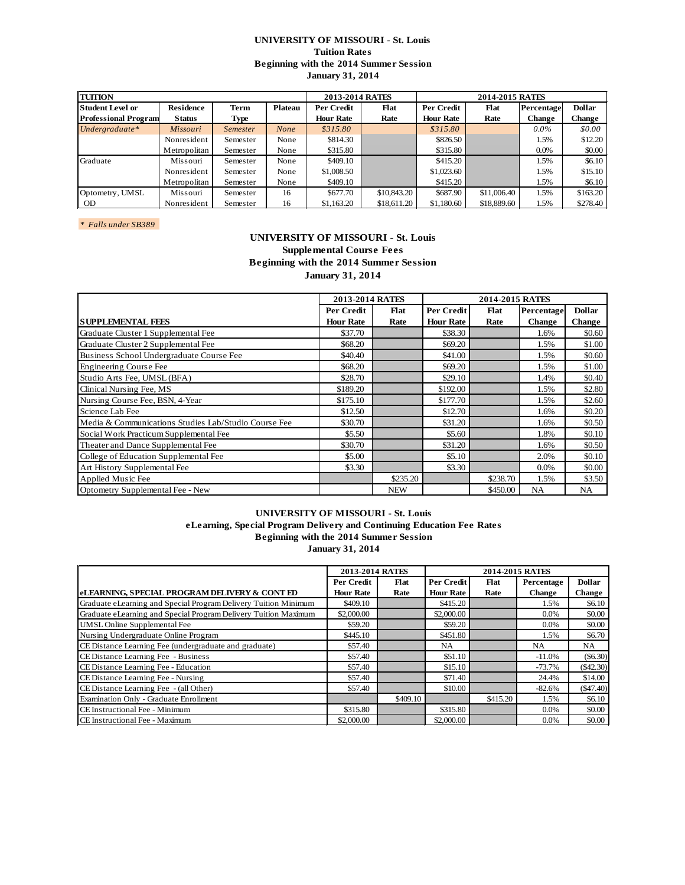**UNIVERSITY OF MISSOURI - St. Louis**
**Tuition Rates**
**Beginning with the 2014 Summer Session**
**January 31, 2014**

| TUITION | | | | 2013-2014 RATES | | 2014-2015 RATES | | | |
|---|---|---|---|---|---|---|---|---|---|
| Student Level or Professional Program | Residence Status | Term Type | Plateau | Per Credit Hour Rate | Flat Rate | Per Credit Hour Rate | Flat Rate | Percentage Change | Dollar Change |
| *Undergraduate** | *Missouri* | *Semester* | *None* | *$315.80* | | *$315.80* | | *0.0%* | *$0.00* |
| | Nonresident | Semester | None | $814.30 | | $826.50 | | 1.5% | $12.20 |
| | Metropolitan | Semester | None | $315.80 | | $315.80 | | 0.0% | $0.00 |
| Graduate | Missouri | Semester | None | $409.10 | | $415.20 | | 1.5% | $6.10 |
| | Nonresident | Semester | None | $1,008.50 | | $1,023.60 | | 1.5% | $15.10 |
| | Metropolitan | Semester | None | $409.10 | | $415.20 | | 1.5% | $6.10 |
| Optometry, UMSL | Missouri | Semester | 16 | $677.70 | $10,843.20 | $687.90 | $11,006.40 | 1.5% | $163.20 |
| OD | Nonresident | Semester | 16 | $1,163.20 | $18,611.20 | $1,180.60 | $18,889.60 | 1.5% | $278.40 |

*\* Falls under SB389*

**UNIVERSITY OF MISSOURI - St. Louis**
**Supplemental Course Fees**
**Beginning with the 2014 Summer Session**
**January 31, 2014**

| | 2013-2014 RATES | | 2014-2015 RATES | | | |
|---|---|---|---|---|---|---|
| SUPPLEMENTAL FEES | Per Credit Hour Rate | Flat Rate | Per Credit Hour Rate | Flat Rate | Percentage Change | Dollar Change |
| Graduate Cluster 1 Supplemental Fee | $37.70 | | $38.30 | | 1.6% | $0.60 |
| Graduate Cluster 2 Supplemental Fee | $68.20 | | $69.20 | | 1.5% | $1.00 |
| Business School Undergraduate Course Fee | $40.40 | | $41.00 | | 1.5% | $0.60 |
| Engineering Course Fee | $68.20 | | $69.20 | | 1.5% | $1.00 |
| Studio Arts Fee, UMSL (BFA) | $28.70 | | $29.10 | | 1.4% | $0.40 |
| Clinical Nursing Fee, MS | $189.20 | | $192.00 | | 1.5% | $2.80 |
| Nursing Course Fee, BSN, 4-Year | $175.10 | | $177.70 | | 1.5% | $2.60 |
| Science Lab Fee | $12.50 | | $12.70 | | 1.6% | $0.20 |
| Media & Communications Studies Lab/Studio Course Fee | $30.70 | | $31.20 | | 1.6% | $0.50 |
| Social Work Practicum Supplemental Fee | $5.50 | | $5.60 | | 1.8% | $0.10 |
| Theater and Dance Supplemental Fee | $30.70 | | $31.20 | | 1.6% | $0.50 |
| College of Education Supplemental Fee | $5.00 | | $5.10 | | 2.0% | $0.10 |
| Art History Supplemental Fee | $3.30 | | $3.30 | | 0.0% | $0.00 |
| Applied Music Fee | | $235.20 | | $238.70 | 1.5% | $3.50 |
| Optometry Supplemental Fee - New | | NEW | | $450.00 | NA | NA |

**UNIVERSITY OF MISSOURI - St. Louis**
**eLearning, Special Program Delivery and Continuing Education Fee Rates**
**Beginning with the 2014 Summer Session**
**January 31, 2014**

| | 2013-2014 RATES | | 2014-2015 RATES | | | |
|---|---|---|---|---|---|---|
| eLEARNING, SPECIAL PROGRAM DELIVERY & CONT ED | Per Credit Hour Rate | Flat Rate | Per Credit Hour Rate | Flat Rate | Percentage Change | Dollar Change |
| Graduate eLearning and Special Program Delivery Tuition Minimum | $409.10 | | $415.20 | | 1.5% | $6.10 |
| Graduate eLearning and Special Program Delivery Tuition Maximum | $2,000.00 | | $2,000.00 | | 0.0% | $0.00 |
| UMSL Online Supplemental Fee | $59.20 | | $59.20 | | 0.0% | $0.00 |
| Nursing Undergraduate Online Program | $445.10 | | $451.80 | | 1.5% | $6.70 |
| CE Distance Learning Fee (undergraduate and graduate) | $57.40 | | NA | | NA | NA |
| CE Distance Learning Fee - Business | $57.40 | | $51.10 | | -11.0% | ($6.30) |
| CE Distance Learning Fee - Education | $57.40 | | $15.10 | | -73.7% | ($42.30) |
| CE Distance Learning Fee - Nursing | $57.40 | | $71.40 | | 24.4% | $14.00 |
| CE Distance Learning Fee - (all Other) | $57.40 | | $10.00 | | -82.6% | ($47.40) |
| Examination Only - Graduate Enrollment | | $409.10 | | $415.20 | 1.5% | $6.10 |
| CE Instructional Fee - Minimum | $315.80 | | $315.80 | | 0.0% | $0.00 |
| CE Instructional Fee - Maximum | $2,000.00 | | $2,000.00 | | 0.0% | $0.00 |